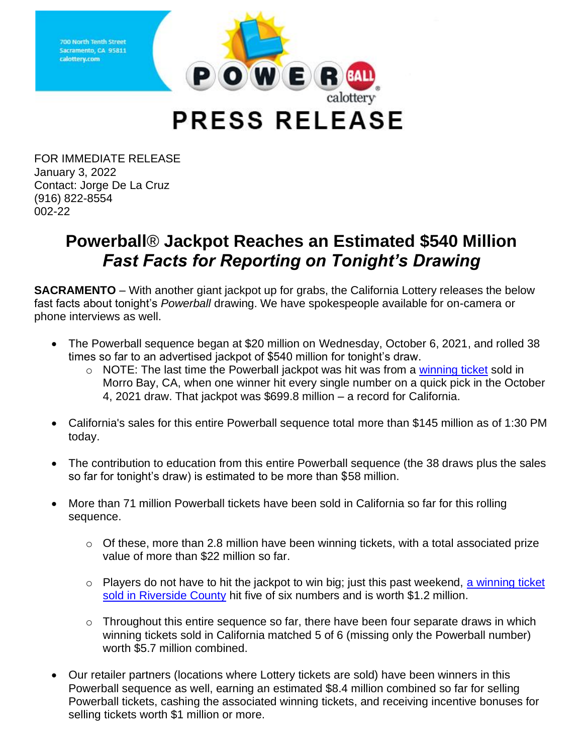700 North Tenth Street
Sacramento, CA 95811
calottery.com

POWERBALL calottery

# PRESS RELEASE

FOR IMMEDIATE RELEASE
January 3, 2022
Contact: Jorge De La Cruz
(916) 822-8554
002-22

## Powerball® Jackpot Reaches an Estimated $540 Million
## *Fast Facts for Reporting on Tonight's Drawing*

**SACRAMENTO** – With another giant jackpot up for grabs, the California Lottery releases the below fast facts about tonight's *Powerball* drawing. We have spokespeople available for on-camera or phone interviews as well.

- The Powerball sequence began at $20 million on Wednesday, October 6, 2021, and rolled 38 times so far to an advertised jackpot of $540 million for tonight's draw.
  - NOTE: The last time the Powerball jackpot was hit was from a winning ticket sold in Morro Bay, CA, when one winner hit every single number on a quick pick in the October 4, 2021 draw. That jackpot was $699.8 million – a record for California.
- California's sales for this entire Powerball sequence total more than $145 million as of 1:30 PM today.
- The contribution to education from this entire Powerball sequence (the 38 draws plus the sales so far for tonight's draw) is estimated to be more than $58 million.
- More than 71 million Powerball tickets have been sold in California so far for this rolling sequence.
  - Of these, more than 2.8 million have been winning tickets, with a total associated prize value of more than $22 million so far.
  - Players do not have to hit the jackpot to win big; just this past weekend, a winning ticket sold in Riverside County hit five of six numbers and is worth $1.2 million.
  - Throughout this entire sequence so far, there have been four separate draws in which winning tickets sold in California matched 5 of 6 (missing only the Powerball number) worth $5.7 million combined.
- Our retailer partners (locations where Lottery tickets are sold) have been winners in this Powerball sequence as well, earning an estimated $8.4 million combined so far for selling Powerball tickets, cashing the associated winning tickets, and receiving incentive bonuses for selling tickets worth $1 million or more.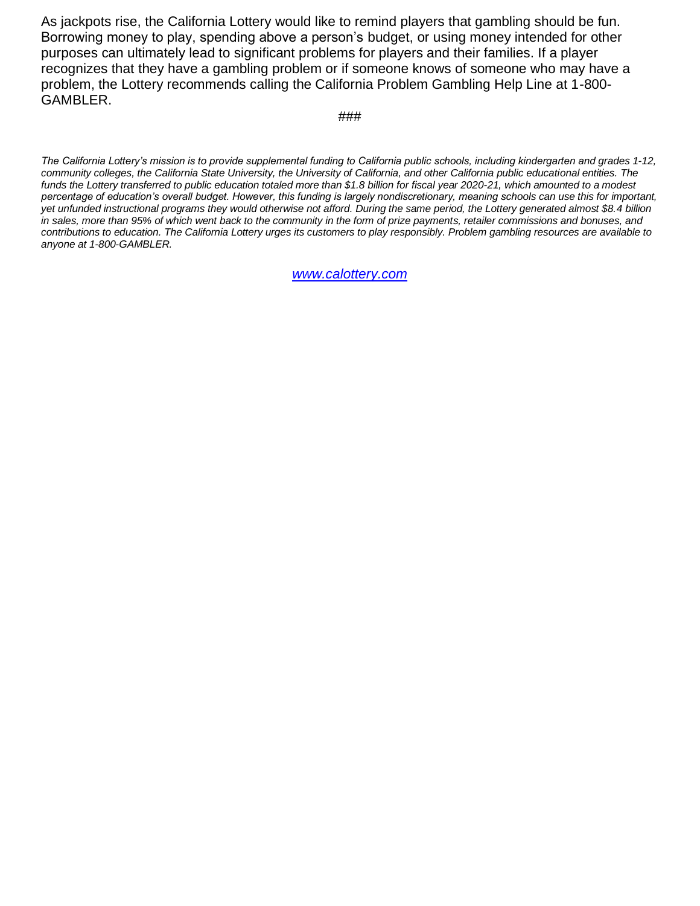As jackpots rise, the California Lottery would like to remind players that gambling should be fun. Borrowing money to play, spending above a person's budget, or using money intended for other purposes can ultimately lead to significant problems for players and their families. If a player recognizes that they have a gambling problem or if someone knows of someone who may have a problem, the Lottery recommends calling the California Problem Gambling Help Line at 1-800-GAMBLER.

###

*The California Lottery's mission is to provide supplemental funding to California public schools, including kindergarten and grades 1-12, community colleges, the California State University, the University of California, and other California public educational entities. The funds the Lottery transferred to public education totaled more than $1.8 billion for fiscal year 2020-21, which amounted to a modest percentage of education's overall budget. However, this funding is largely nondiscretionary, meaning schools can use this for important, yet unfunded instructional programs they would otherwise not afford. During the same period, the Lottery generated almost $8.4 billion in sales, more than 95% of which went back to the community in the form of prize payments, retailer commissions and bonuses, and contributions to education. The California Lottery urges its customers to play responsibly. Problem gambling resources are available to anyone at 1-800-GAMBLER.*

[*www.calottery.com*](http://www.calottery.com)